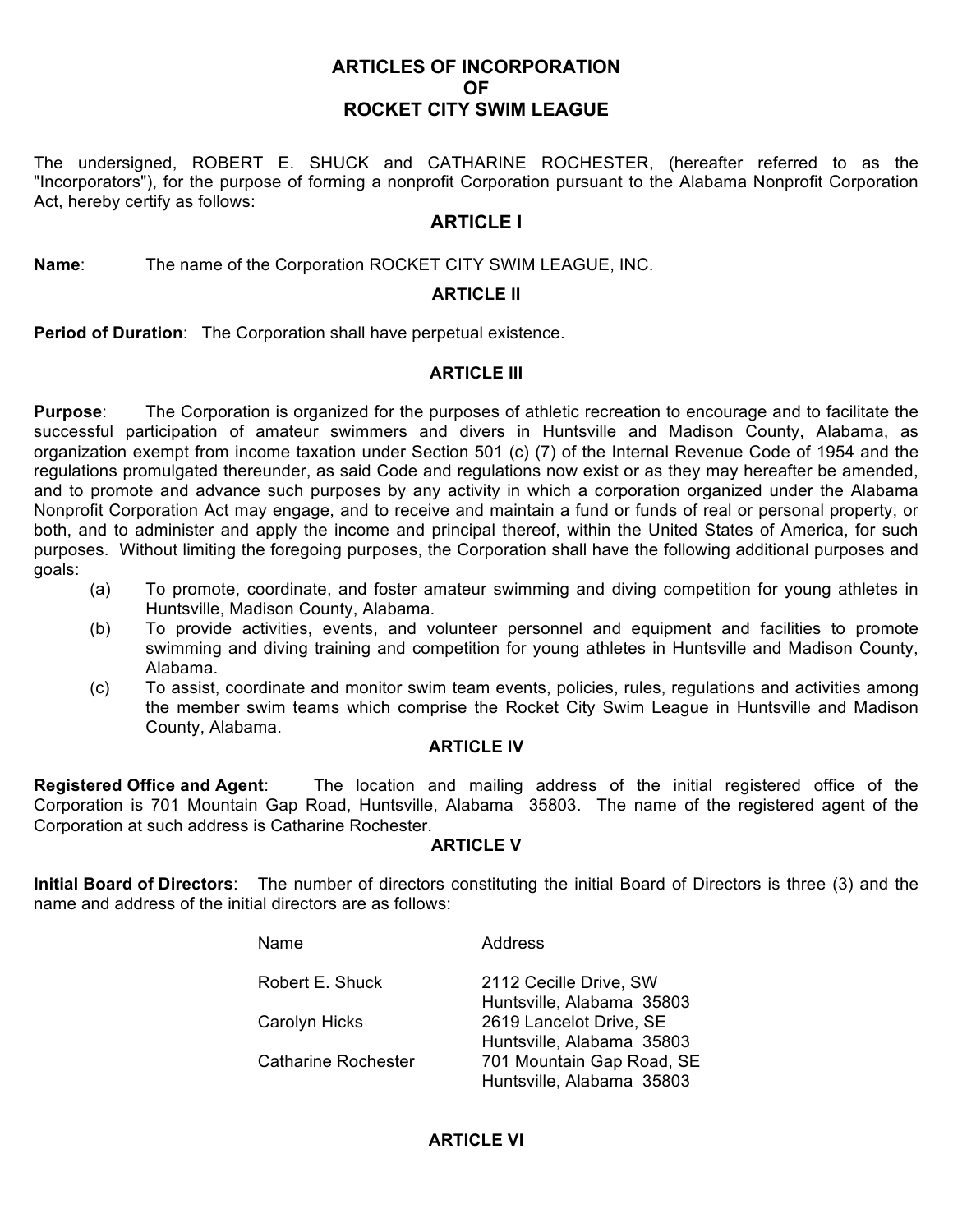# ARTICLES OF INCORPORATION
# OF
# ROCKET CITY SWIM LEAGUE

The undersigned, ROBERT E. SHUCK and CATHARINE ROCHESTER, (hereafter referred to as the "Incorporators"), for the purpose of forming a nonprofit Corporation pursuant to the Alabama Nonprofit Corporation Act, hereby certify as follows:

## ARTICLE I

**Name**: The name of the Corporation ROCKET CITY SWIM LEAGUE, INC.

## ARTICLE II

**Period of Duration**: The Corporation shall have perpetual existence.

## ARTICLE III

**Purpose**: The Corporation is organized for the purposes of athletic recreation to encourage and to facilitate the successful participation of amateur swimmers and divers in Huntsville and Madison County, Alabama, as organization exempt from income taxation under Section 501 (c) (7) of the Internal Revenue Code of 1954 and the regulations promulgated thereunder, as said Code and regulations now exist or as they may hereafter be amended, and to promote and advance such purposes by any activity in which a corporation organized under the Alabama Nonprofit Corporation Act may engage, and to receive and maintain a fund or funds of real or personal property, or both, and to administer and apply the income and principal thereof, within the United States of America, for such purposes. Without limiting the foregoing purposes, the Corporation shall have the following additional purposes and goals:

(a) To promote, coordinate, and foster amateur swimming and diving competition for young athletes in Huntsville, Madison County, Alabama.

(b) To provide activities, events, and volunteer personnel and equipment and facilities to promote swimming and diving training and competition for young athletes in Huntsville and Madison County, Alabama.

(c) To assist, coordinate and monitor swim team events, policies, rules, regulations and activities among the member swim teams which comprise the Rocket City Swim League in Huntsville and Madison County, Alabama.

## ARTICLE IV

**Registered Office and Agent**: The location and mailing address of the initial registered office of the Corporation is 701 Mountain Gap Road, Huntsville, Alabama 35803. The name of the registered agent of the Corporation at such address is Catharine Rochester.

## ARTICLE V

**Initial Board of Directors**: The number of directors constituting the initial Board of Directors is three (3) and the name and address of the initial directors are as follows:

| Name | Address |
|---|---|
| Robert E. Shuck | 2112 Cecille Drive, SW<br>Huntsville, Alabama 35803 |
| Carolyn Hicks | 2619 Lancelot Drive, SE<br>Huntsville, Alabama 35803 |
| Catharine Rochester | 701 Mountain Gap Road, SE<br>Huntsville, Alabama 35803 |

## ARTICLE VI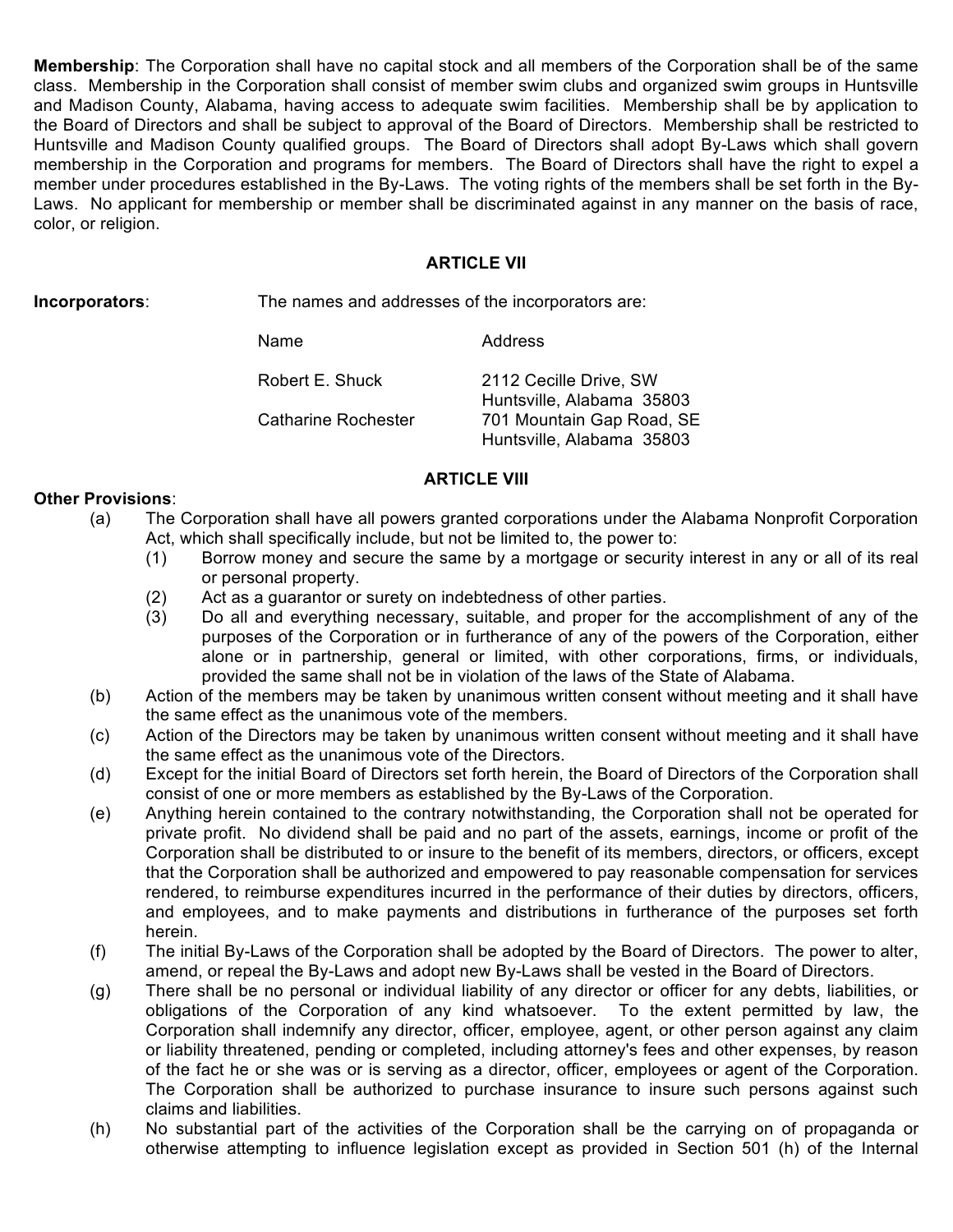**Membership**: The Corporation shall have no capital stock and all members of the Corporation shall be of the same class. Membership in the Corporation shall consist of member swim clubs and organized swim groups in Huntsville and Madison County, Alabama, having access to adequate swim facilities. Membership shall be by application to the Board of Directors and shall be subject to approval of the Board of Directors. Membership shall be restricted to Huntsville and Madison County qualified groups. The Board of Directors shall adopt By-Laws which shall govern membership in the Corporation and programs for members. The Board of Directors shall have the right to expel a member under procedures established in the By-Laws. The voting rights of the members shall be set forth in the By-Laws. No applicant for membership or member shall be discriminated against in any manner on the basis of race, color, or religion.

## ARTICLE VII

**Incorporators**: The names and addresses of the incorporators are:

| Name | Address |
|---|---|
| Robert E. Shuck | 2112 Cecille Drive, SW<br>Huntsville, Alabama 35803 |
| Catharine Rochester | 701 Mountain Gap Road, SE<br>Huntsville, Alabama 35803 |

## ARTICLE VIII

**Other Provisions**:

(a) The Corporation shall have all powers granted corporations under the Alabama Nonprofit Corporation Act, which shall specifically include, but not be limited to, the power to:

  (1) Borrow money and secure the same by a mortgage or security interest in any or all of its real or personal property.

  (2) Act as a guarantor or surety on indebtedness of other parties.

  (3) Do all and everything necessary, suitable, and proper for the accomplishment of any of the purposes of the Corporation or in furtherance of any of the powers of the Corporation, either alone or in partnership, general or limited, with other corporations, firms, or individuals, provided the same shall not be in violation of the laws of the State of Alabama.

(b) Action of the members may be taken by unanimous written consent without meeting and it shall have the same effect as the unanimous vote of the members.

(c) Action of the Directors may be taken by unanimous written consent without meeting and it shall have the same effect as the unanimous vote of the Directors.

(d) Except for the initial Board of Directors set forth herein, the Board of Directors of the Corporation shall consist of one or more members as established by the By-Laws of the Corporation.

(e) Anything herein contained to the contrary notwithstanding, the Corporation shall not be operated for private profit. No dividend shall be paid and no part of the assets, earnings, income or profit of the Corporation shall be distributed to or insure to the benefit of its members, directors, or officers, except that the Corporation shall be authorized and empowered to pay reasonable compensation for services rendered, to reimburse expenditures incurred in the performance of their duties by directors, officers, and employees, and to make payments and distributions in furtherance of the purposes set forth herein.

(f) The initial By-Laws of the Corporation shall be adopted by the Board of Directors. The power to alter, amend, or repeal the By-Laws and adopt new By-Laws shall be vested in the Board of Directors.

(g) There shall be no personal or individual liability of any director or officer for any debts, liabilities, or obligations of the Corporation of any kind whatsoever. To the extent permitted by law, the Corporation shall indemnify any director, officer, employee, agent, or other person against any claim or liability threatened, pending or completed, including attorney's fees and other expenses, by reason of the fact he or she was or is serving as a director, officer, employees or agent of the Corporation. The Corporation shall be authorized to purchase insurance to insure such persons against such claims and liabilities.

(h) No substantial part of the activities of the Corporation shall be the carrying on of propaganda or otherwise attempting to influence legislation except as provided in Section 501 (h) of the Internal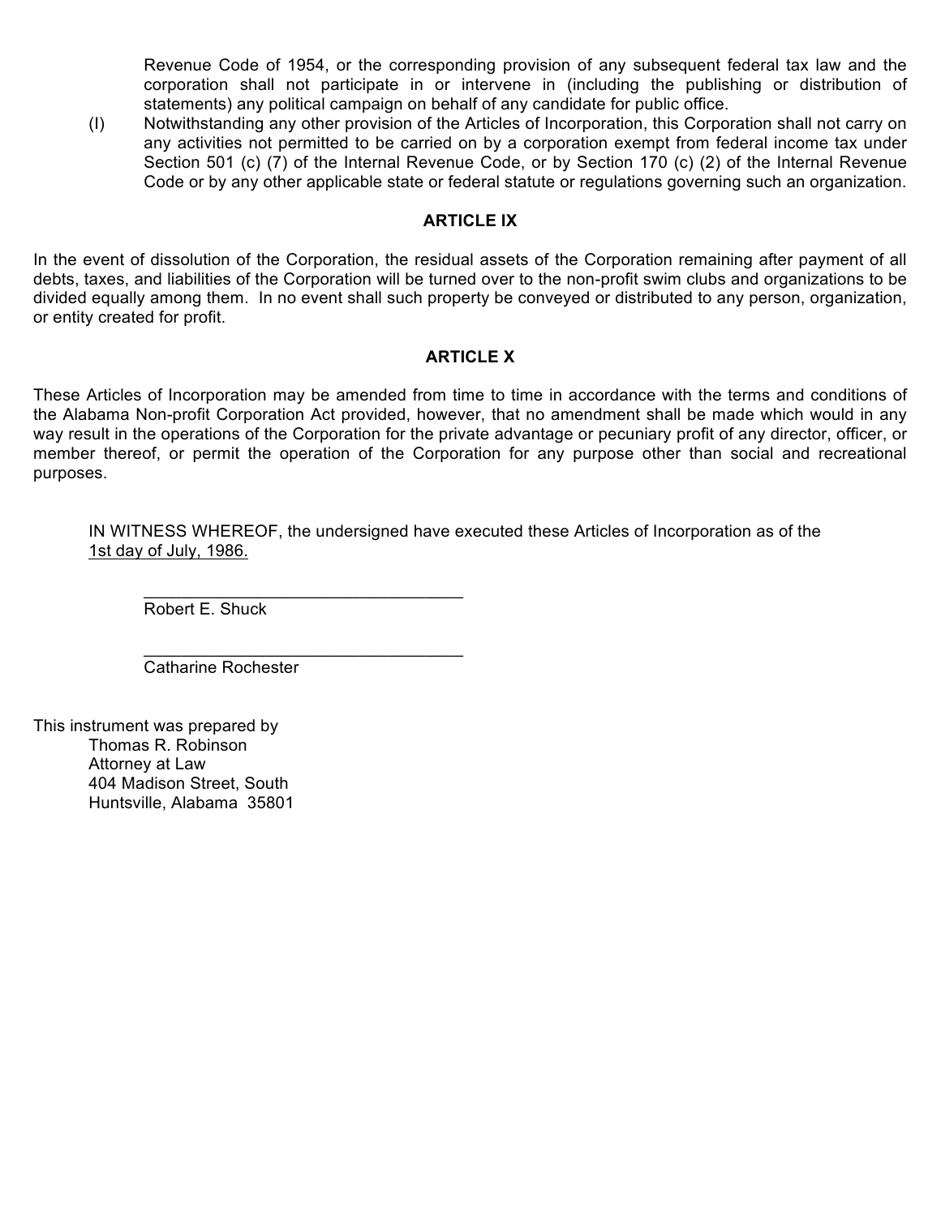Revenue Code of 1954, or the corresponding provision of any subsequent federal tax law and the corporation shall not participate in or intervene in (including the publishing or distribution of statements) any political campaign on behalf of any candidate for public office.

(I) Notwithstanding any other provision of the Articles of Incorporation, this Corporation shall not carry on any activities not permitted to be carried on by a corporation exempt from federal income tax under Section 501 (c) (7) of the Internal Revenue Code, or by Section 170 (c) (2) of the Internal Revenue Code or by any other applicable state or federal statute or regulations governing such an organization.

**ARTICLE IX**

In the event of dissolution of the Corporation, the residual assets of the Corporation remaining after payment of all debts, taxes, and liabilities of the Corporation will be turned over to the non-profit swim clubs and organizations to be divided equally among them. In no event shall such property be conveyed or distributed to any person, organization, or entity created for profit.

**ARTICLE X**

These Articles of Incorporation may be amended from time to time in accordance with the terms and conditions of the Alabama Non-profit Corporation Act provided, however, that no amendment shall be made which would in any way result in the operations of the Corporation for the private advantage or pecuniary profit of any director, officer, or member thereof, or permit the operation of the Corporation for any purpose other than social and recreational purposes.

IN WITNESS WHEREOF, the undersigned have executed these Articles of Incorporation as of the 1st day of July, 1986.

\_\_\_\_\_\_\_\_\_\_\_\_\_\_\_\_\_\_\_\_\_\_\_\_\_\_\_\_\_\_\_\_\_\_\_
Robert E. Shuck

\_\_\_\_\_\_\_\_\_\_\_\_\_\_\_\_\_\_\_\_\_\_\_\_\_\_\_\_\_\_\_\_\_\_\_
Catharine Rochester

This instrument was prepared by
Thomas R. Robinson
Attorney at Law
404 Madison Street, South
Huntsville, Alabama 35801